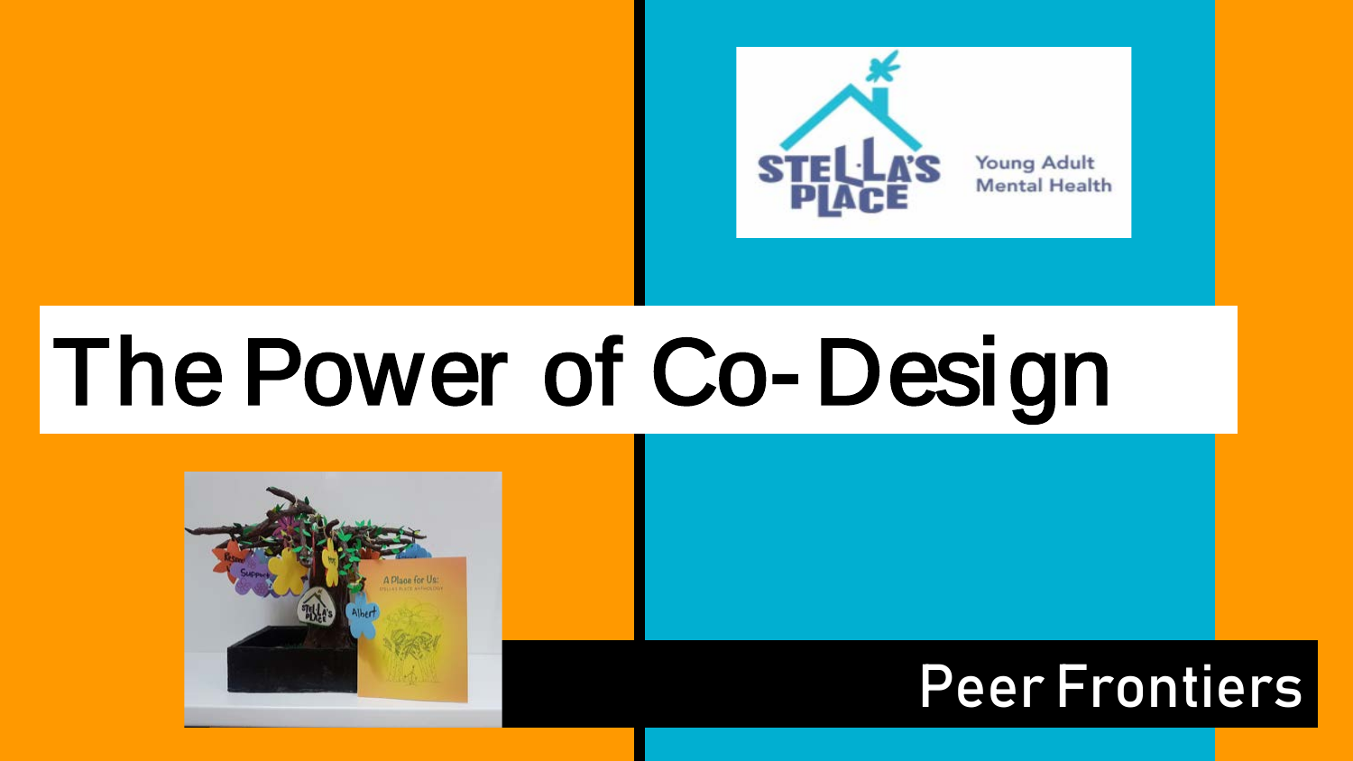# The Power of Co-Design

Peer Frontiers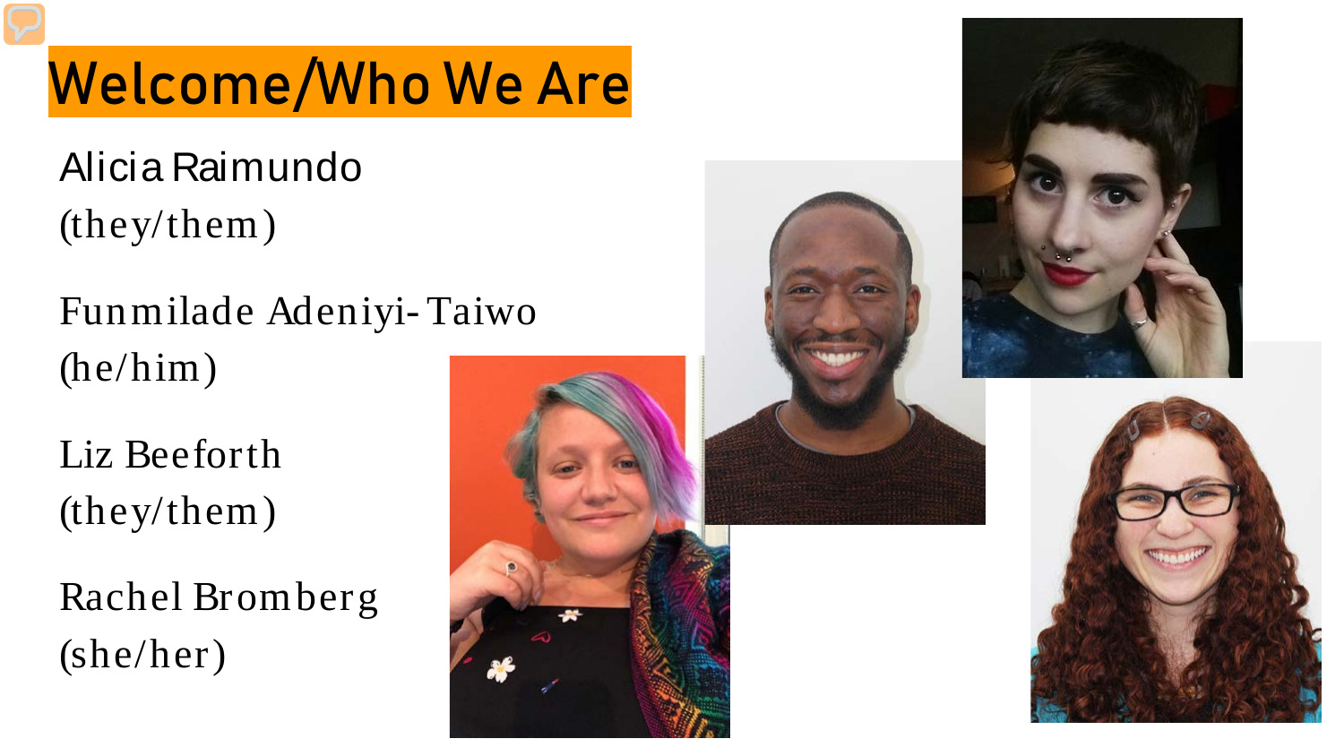# Welcome/Who We Are

Alicia Raimundo
(they/them)

Funmilade Adeniyi-Taiwo
(he/him)

Liz Beeforth
(they/them)

Rachel Bromberg
(she/her)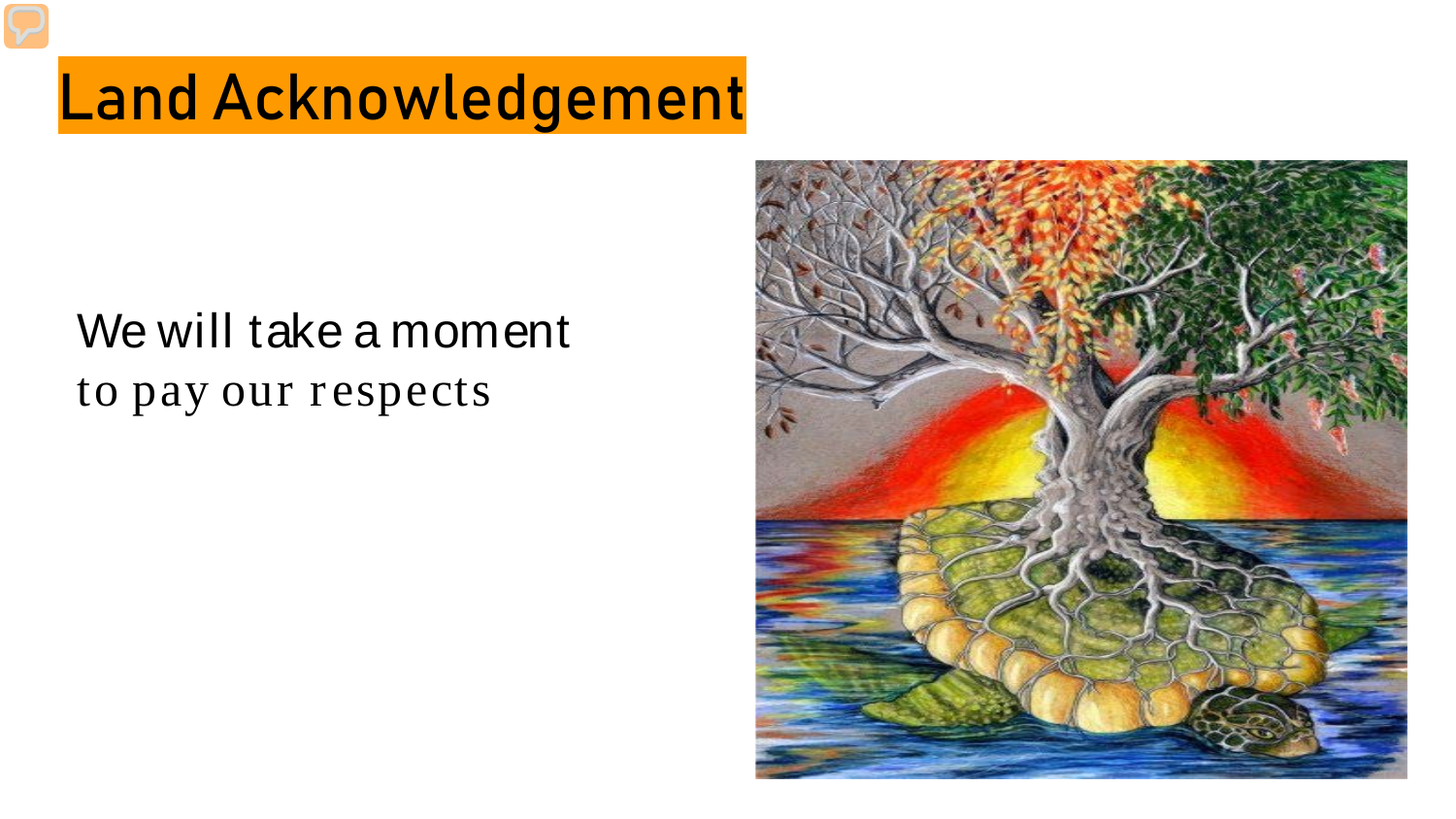# Land Acknowledgement

We will take a moment to pay our respects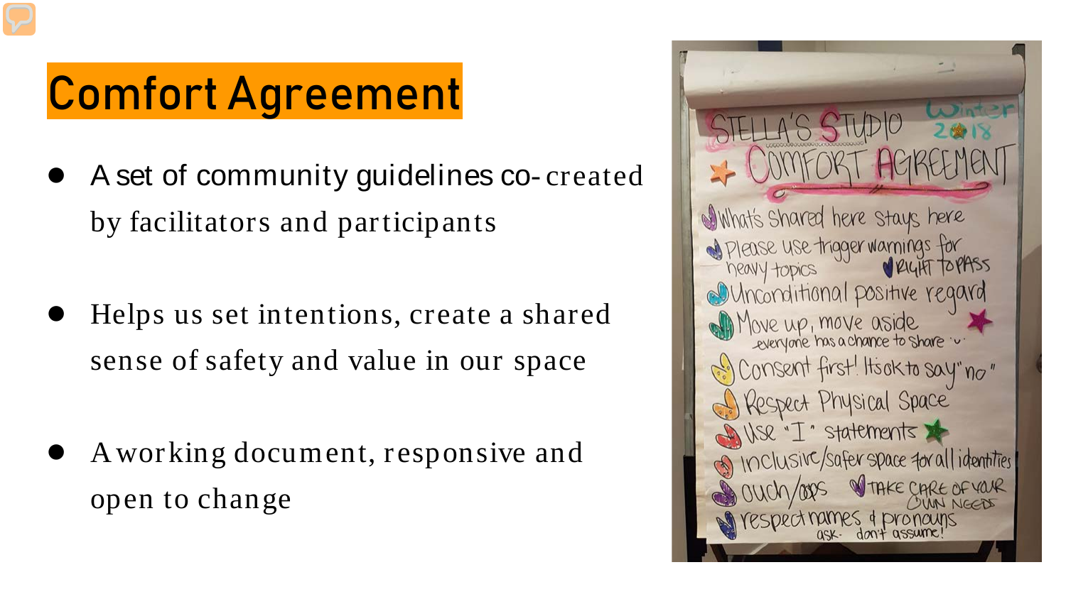# Comfort Agreement

- A set of community guidelines co-created by facilitators and participants
- Helps us set intentions, create a shared sense of safety and value in our space
- A working document, responsive and open to change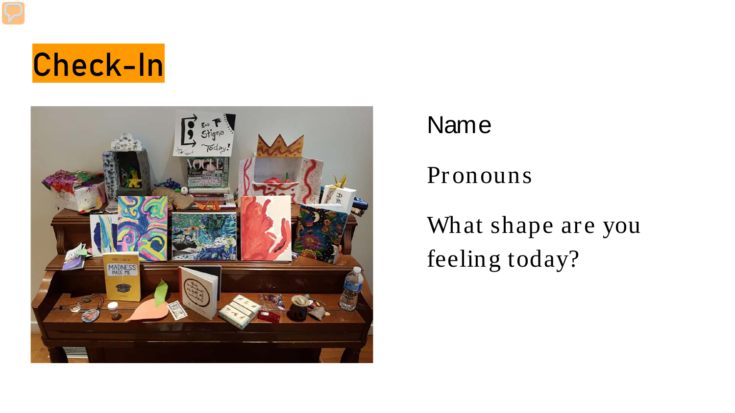# Check-In

Name

Pronouns

What shape are you feeling today?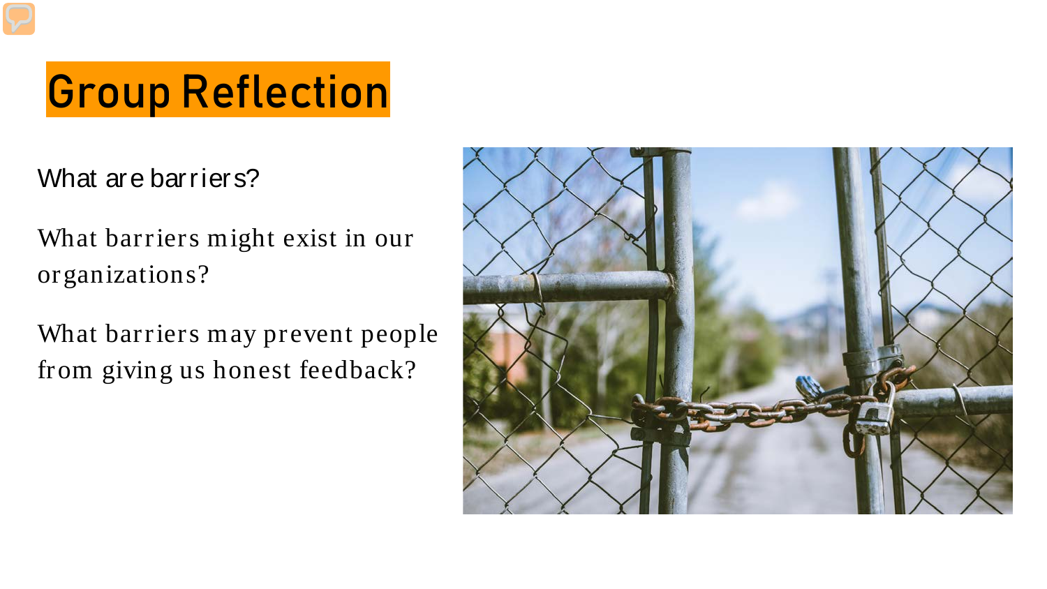# Group Reflection

What are barriers?

What barriers might exist in our organizations?

What barriers may prevent people from giving us honest feedback?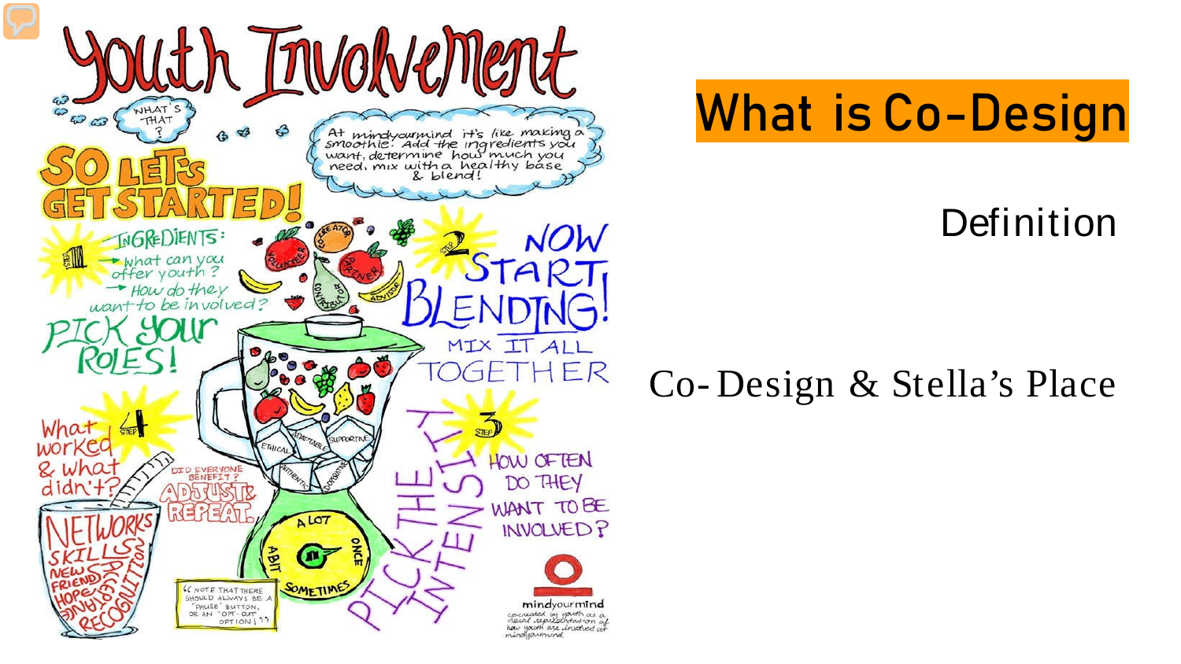# What is Co-Design

Definition

Co-Design & Stella's Place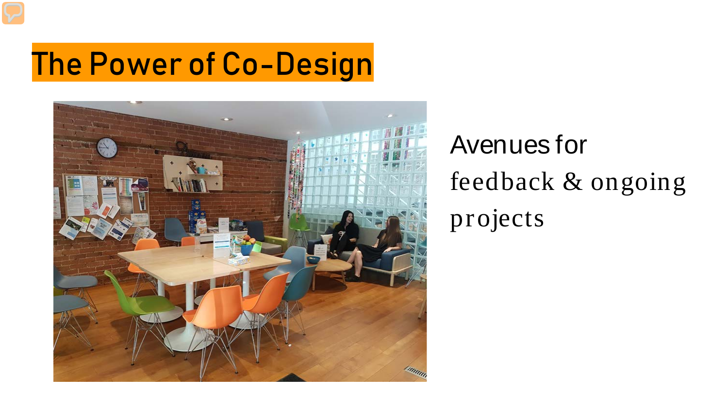# The Power of Co-Design

Avenues for feedback & ongoing projects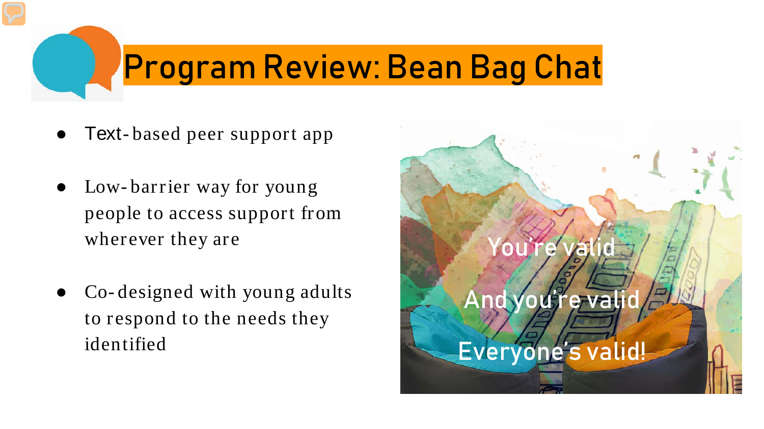# Program Review: Bean Bag Chat

- Text-based peer support app
- Low-barrier way for young people to access support from wherever they are
- Co-designed with young adults to respond to the needs they identified

You're valid

And you're valid

Everyone's valid!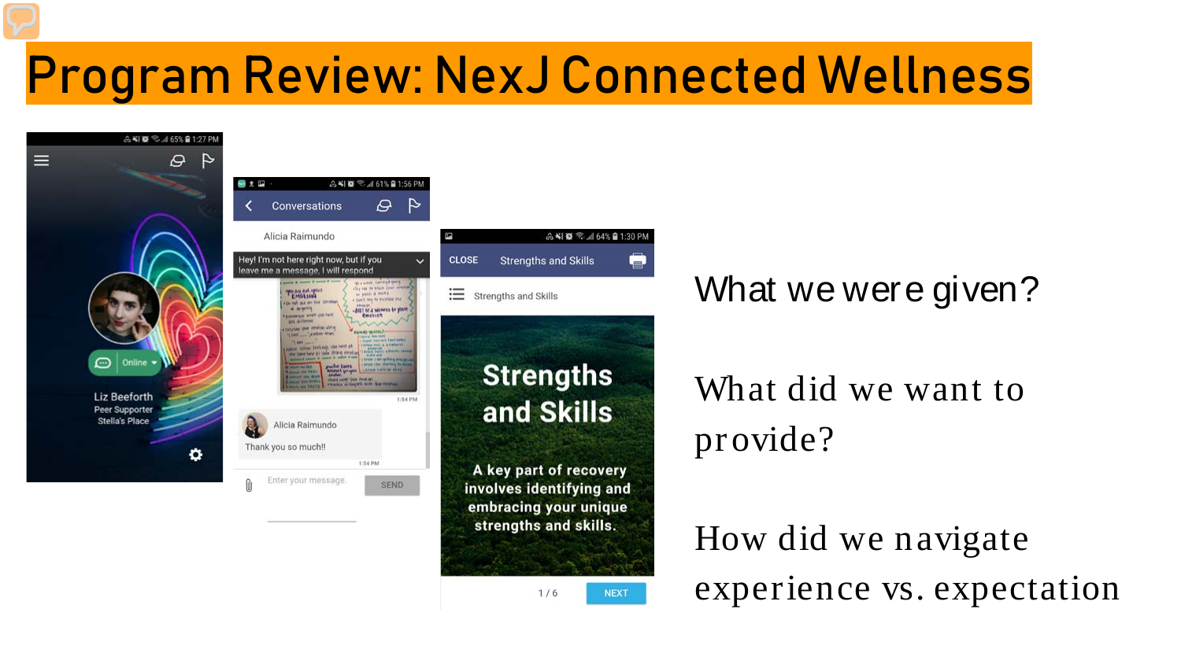# Program Review: NexJ Connected Wellness

What we were given?

What did we want to provide?

How did we navigate experience vs. expectation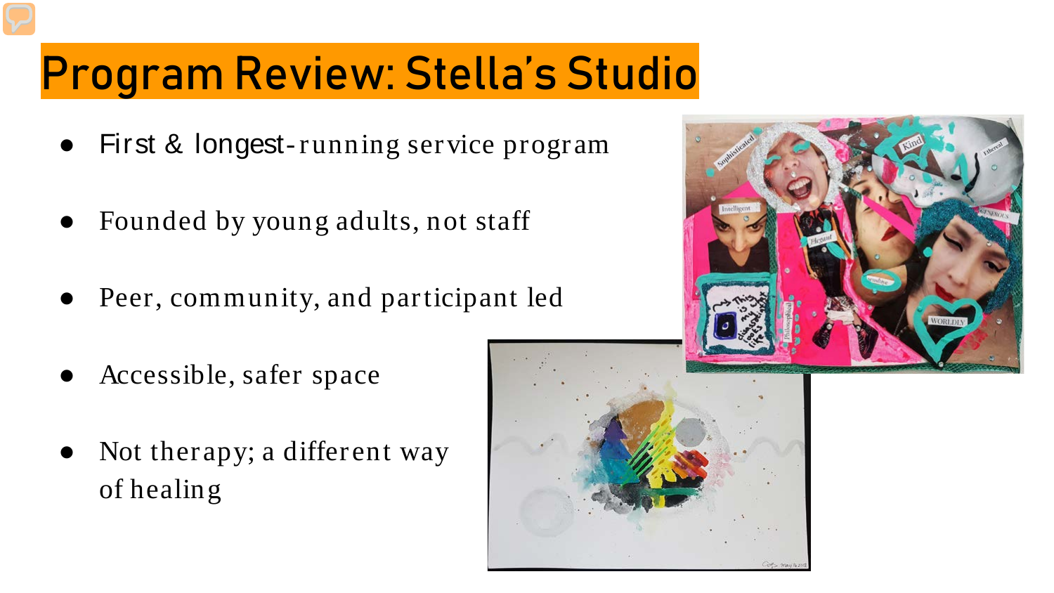# Program Review: Stella's Studio

- First & longest-running service program
- Founded by young adults, not staff
- Peer, community, and participant led
- Accessible, safer space
- Not therapy; a different way of healing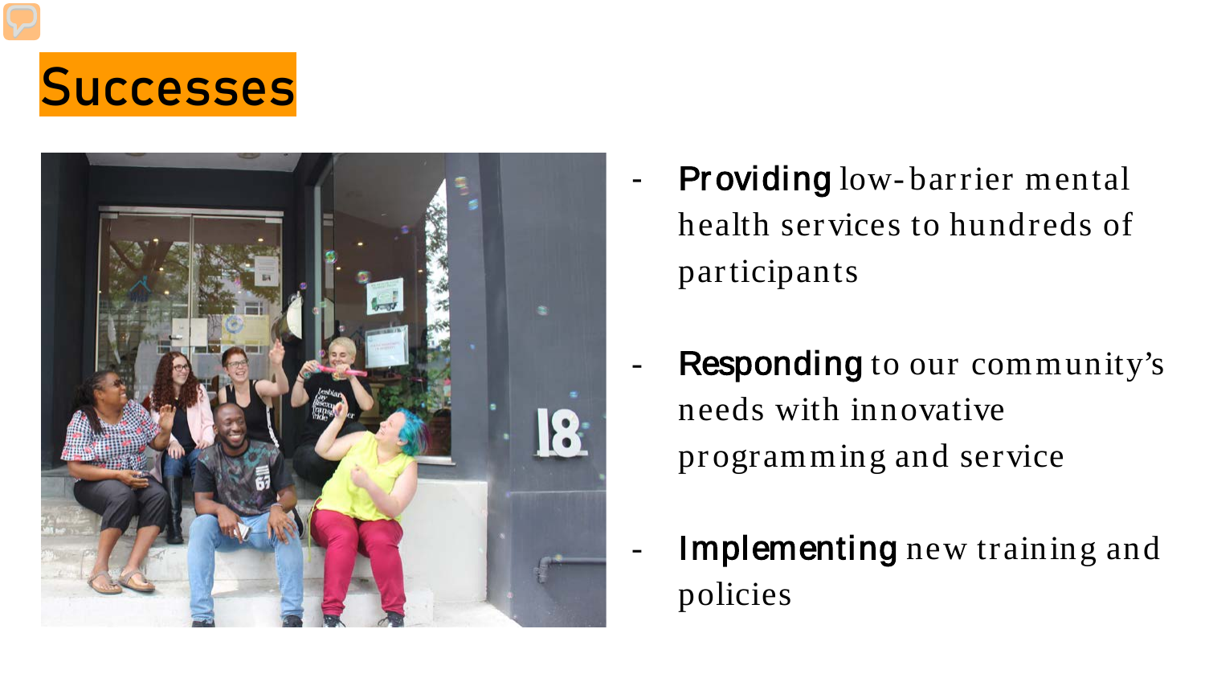# Successes

- **Providing** low-barrier mental health services to hundreds of participants
- **Responding** to our community's needs with innovative programming and service
- **Implementing** new training and policies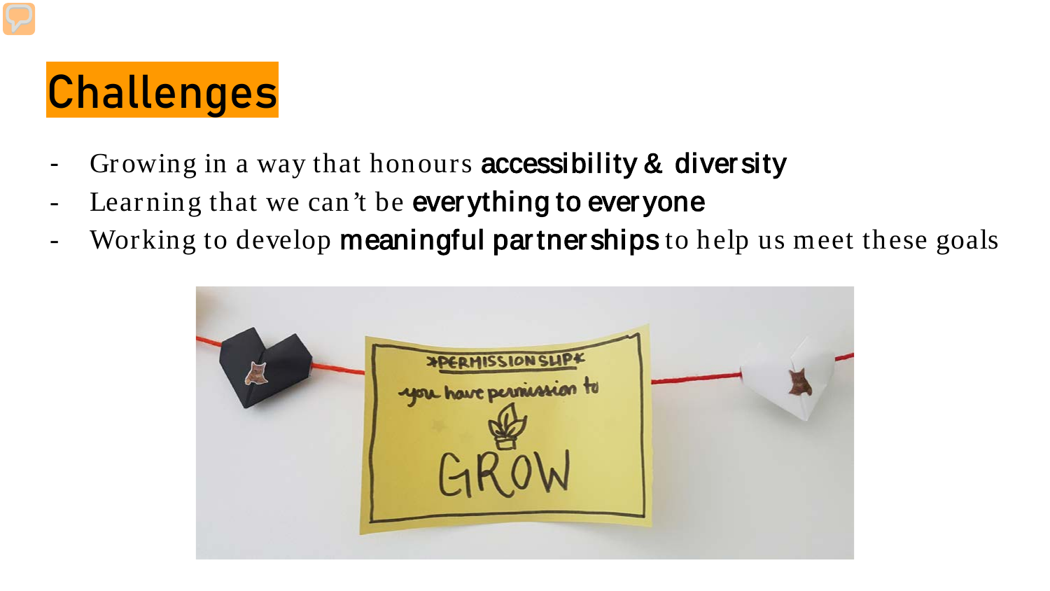# Challenges

- Growing in a way that honours **accessibility & diversity**
- Learning that we can't be **everything to everyone**
- Working to develop **meaningful partnerships** to help us meet these goals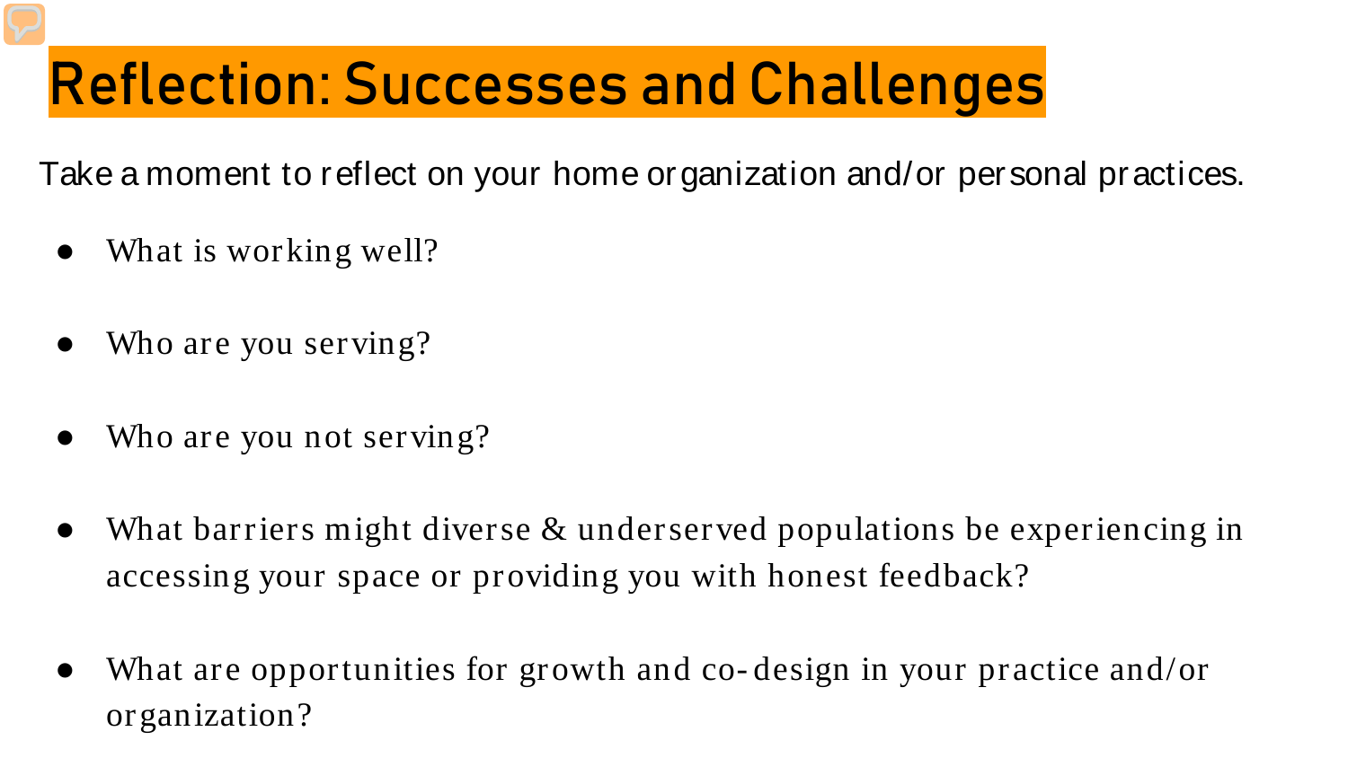# Reflection: Successes and Challenges

Take a moment to reflect on your home organization and/or personal practices.

- What is working well?
- Who are you serving?
- Who are you not serving?
- What barriers might diverse & underserved populations be experiencing in accessing your space or providing you with honest feedback?
- What are opportunities for growth and co-design in your practice and/or organization?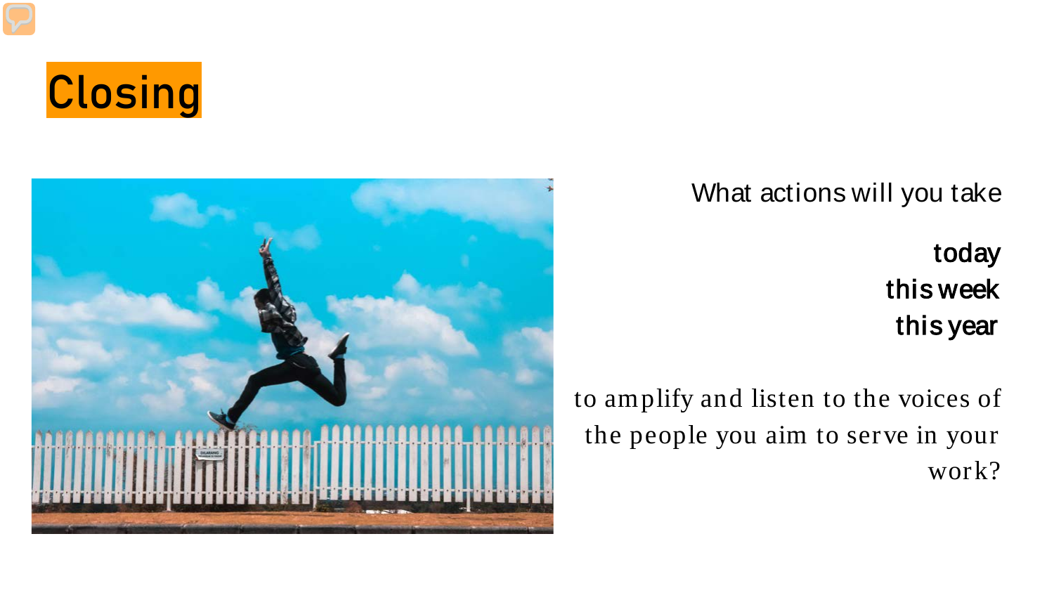# Closing

What actions will you take

**today**
**this week**
**this year**

to amplify and listen to the voices of the people you aim to serve in your work?